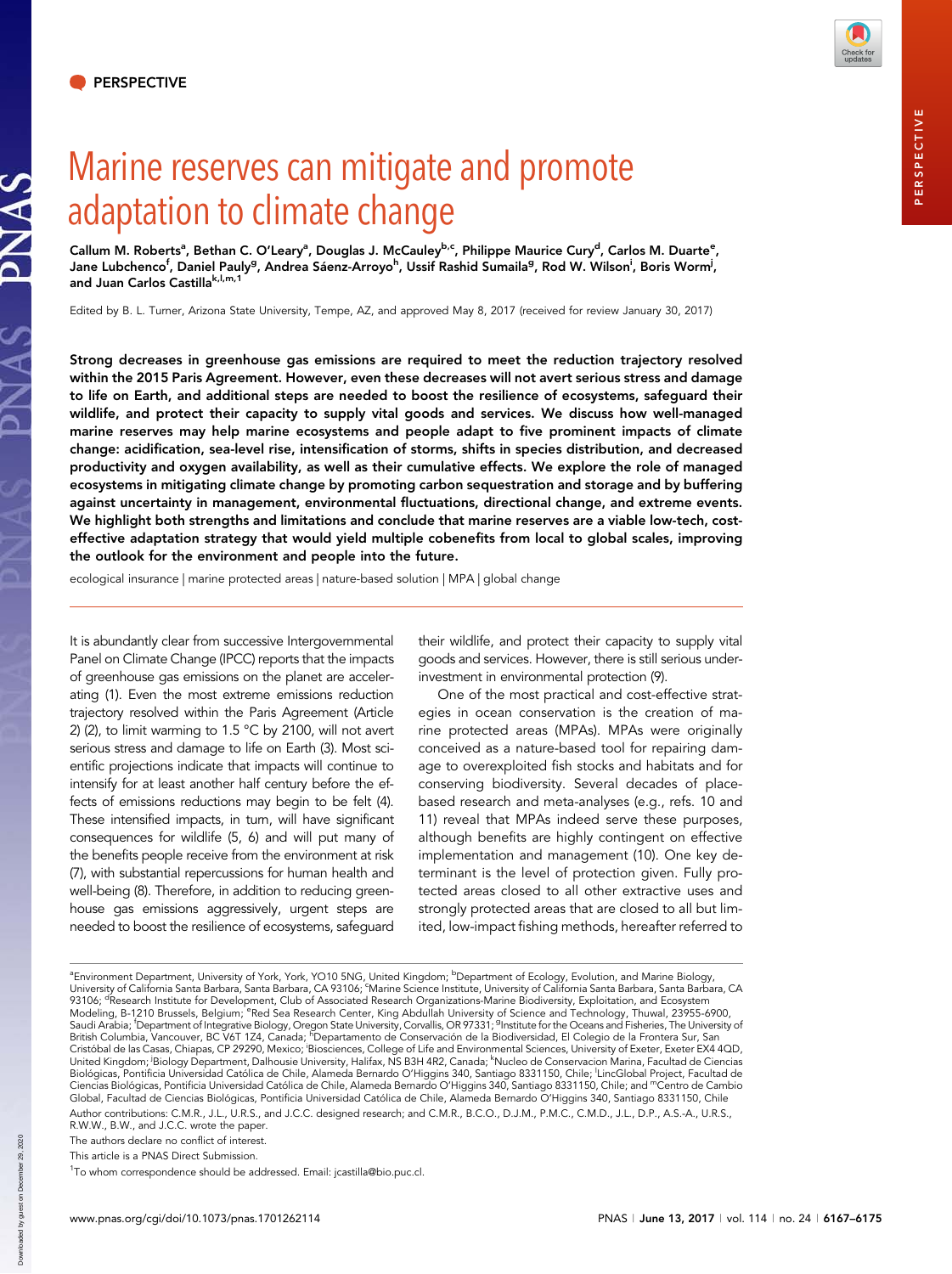PERSPECTIVE

# Marine reserves can mitigate and promote adaptation to climate change

Callum M. Roberts[a], Bethan C. O'Leary[a], Douglas J. McCauley[b,c], Philippe Maurice Cury[d], Carlos M. Duarte[e], Jane Lubchenco[f], Daniel Pauly[g], Andrea Sáenz-Arroyo[h], Ussif Rashid Sumaila[g], Rod W. Wilson[i], Boris Worm[j], and Juan Carlos Castilla[k,l,m,1]

Edited by B. L. Turner, Arizona State University, Tempe, AZ, and approved May 8, 2017 (received for review January 30, 2017)

**Strong decreases in greenhouse gas emissions are required to meet the reduction trajectory resolved within the 2015 Paris Agreement. However, even these decreases will not avert serious stress and damage to life on Earth, and additional steps are needed to boost the resilience of ecosystems, safeguard their wildlife, and protect their capacity to supply vital goods and services. We discuss how well-managed marine reserves may help marine ecosystems and people adapt to five prominent impacts of climate change: acidification, sea-level rise, intensification of storms, shifts in species distribution, and decreased productivity and oxygen availability, as well as their cumulative effects. We explore the role of managed ecosystems in mitigating climate change by promoting carbon sequestration and storage and by buffering against uncertainty in management, environmental fluctuations, directional change, and extreme events. We highlight both strengths and limitations and conclude that marine reserves are a viable low-tech, cost-effective adaptation strategy that would yield multiple cobenefits from local to global scales, improving the outlook for the environment and people into the future.**

ecological insurance | marine protected areas | nature-based solution | MPA | global change

It is abundantly clear from successive Intergovernmental Panel on Climate Change (IPCC) reports that the impacts of greenhouse gas emissions on the planet are accelerating (1). Even the most extreme emissions reduction trajectory resolved within the Paris Agreement (Article 2) (2), to limit warming to 1.5 °C by 2100, will not avert serious stress and damage to life on Earth (3). Most scientific projections indicate that impacts will continue to intensify for at least another half century before the effects of emissions reductions may begin to be felt (4). These intensified impacts, in turn, will have significant consequences for wildlife (5, 6) and will put many of the benefits people receive from the environment at risk (7), with substantial repercussions for human health and well-being (8). Therefore, in addition to reducing greenhouse gas emissions aggressively, urgent steps are needed to boost the resilience of ecosystems, safeguard their wildlife, and protect their capacity to supply vital goods and services. However, there is still serious underinvestment in environmental protection (9).

One of the most practical and cost-effective strategies in ocean conservation is the creation of marine protected areas (MPAs). MPAs were originally conceived as a nature-based tool for repairing damage to overexploited fish stocks and habitats and for conserving biodiversity. Several decades of place-based research and meta-analyses (e.g., refs. 10 and 11) reveal that MPAs indeed serve these purposes, although benefits are highly contingent on effective implementation and management (10). One key determinant is the level of protection given. Fully protected areas closed to all other extractive uses and strongly protected areas that are closed to all but limited, low-impact fishing methods, hereafter referred to

[a]Environment Department, University of York, York, YO10 5NG, United Kingdom; [b]Department of Ecology, Evolution, and Marine Biology, University of California Santa Barbara, Santa Barbara, CA 93106; [c]Marine Science Institute, University of California Santa Barbara, Santa Barbara, CA 93106; [d]Research Institute for Development, Club of Associated Research Organizations-Marine Biodiversity, Exploitation, and Ecosystem Modeling, B-1210 Brussels, Belgium; [e]Red Sea Research Center, King Abdullah University of Science and Technology, Thuwal, 23955-6900, Saudi Arabia; [f]Department of Integrative Biology, Oregon State University, Corvallis, OR 97331; [g]Institute for the Oceans and Fisheries, The University of British Columbia, Vancouver, BC V6T 1Z4, Canada; [h]Departamento de Conservación de la Biodiversidad, El Colegio de la Frontera Sur, San Cristóbal de las Casas, Chiapas, CP 29290, Mexico; [i]Biosciences, College of Life and Environmental Sciences, University of Exeter, Exeter EX4 4QD, United Kingdom; [j]Biology Department, Dalhousie University, Halifax, NS B3H 4R2, Canada; [k]Nucleo de Conservacion Marina, Facultad de Ciencias Biológicas, Pontificia Universidad Católica de Chile, Alameda Bernardo O'Higgins 340, Santiago 8331150, Chile; [l]LincGlobal Project, Facultad de Ciencias Biológicas, Pontificia Universidad Católica de Chile, Alameda Bernardo O'Higgins 340, Santiago 8331150, Chile; and [m]Centro de Cambio Global, Facultad de Ciencias Biológicas, Pontificia Universidad Católica de Chile, Alameda Bernardo O'Higgins 340, Santiago 8331150, Chile

Author contributions: C.M.R., J.L., U.R.S., and J.C.C. designed research; and C.M.R., B.C.O., D.J.M., P.M.C., C.M.D., J.L., D.P., A.S.-A., U.R.S., R.W.W., B.W., and J.C.C. wrote the paper.

The authors declare no conflict of interest.

This article is a PNAS Direct Submission.

[1]To whom correspondence should be addressed. Email: jcastilla@bio.puc.cl.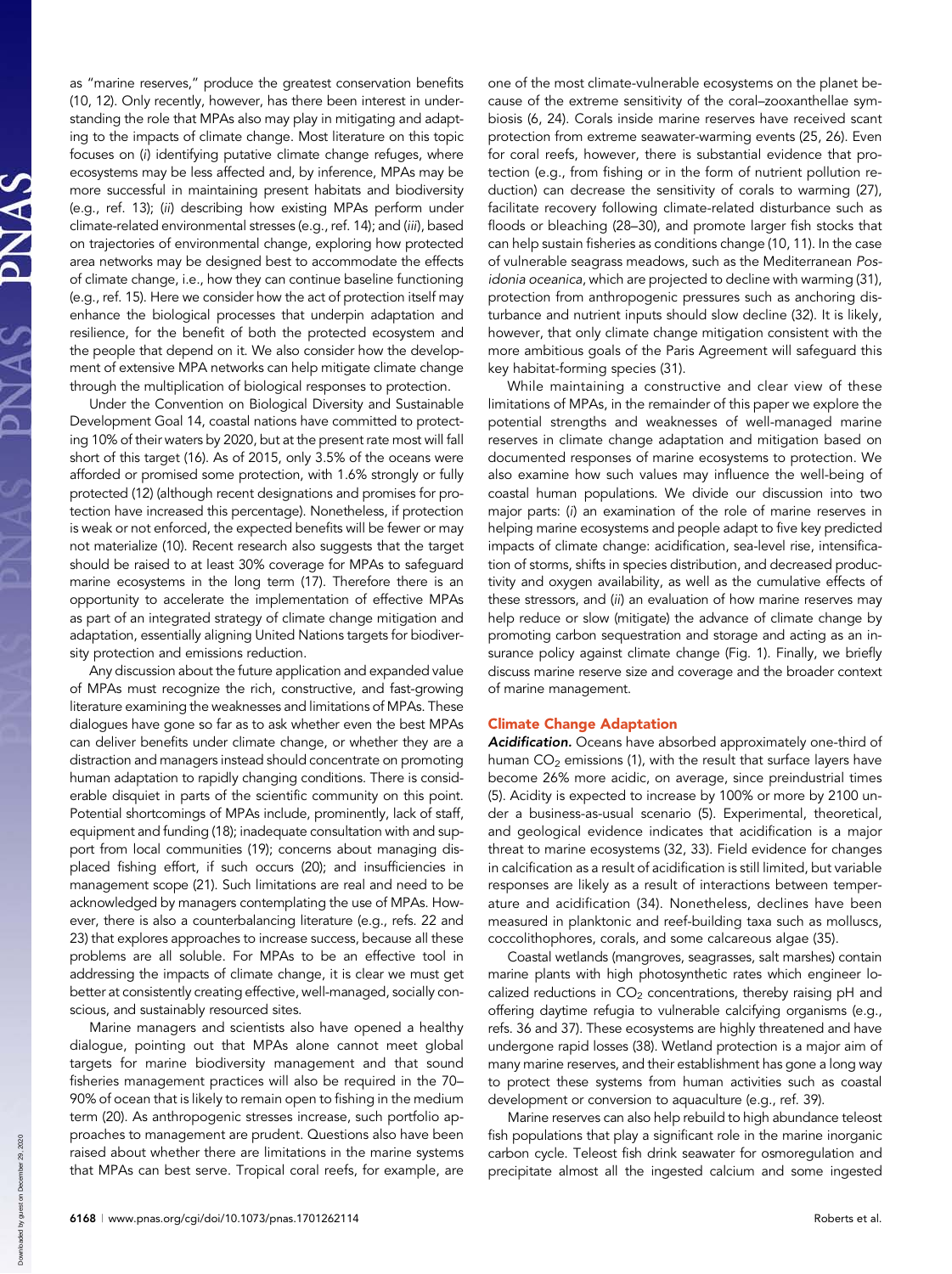as "marine reserves," produce the greatest conservation benefits (10, 12). Only recently, however, has there been interest in understanding the role that MPAs also may play in mitigating and adapting to the impacts of climate change. Most literature on this topic focuses on (*i*) identifying putative climate change refuges, where ecosystems may be less affected and, by inference, MPAs may be more successful in maintaining present habitats and biodiversity (e.g., ref. 13); (*ii*) describing how existing MPAs perform under climate-related environmental stresses (e.g., ref. 14); and (*iii*), based on trajectories of environmental change, exploring how protected area networks may be designed best to accommodate the effects of climate change, i.e., how they can continue baseline functioning (e.g., ref. 15). Here we consider how the act of protection itself may enhance the biological processes that underpin adaptation and resilience, for the benefit of both the protected ecosystem and the people that depend on it. We also consider how the development of extensive MPA networks can help mitigate climate change through the multiplication of biological responses to protection.

Under the Convention on Biological Diversity and Sustainable Development Goal 14, coastal nations have committed to protecting 10% of their waters by 2020, but at the present rate most will fall short of this target (16). As of 2015, only 3.5% of the oceans were afforded or promised some protection, with 1.6% strongly or fully protected (12) (although recent designations and promises for protection have increased this percentage). Nonetheless, if protection is weak or not enforced, the expected benefits will be fewer or may not materialize (10). Recent research also suggests that the target should be raised to at least 30% coverage for MPAs to safeguard marine ecosystems in the long term (17). Therefore there is an opportunity to accelerate the implementation of effective MPAs as part of an integrated strategy of climate change mitigation and adaptation, essentially aligning United Nations targets for biodiversity protection and emissions reduction.

Any discussion about the future application and expanded value of MPAs must recognize the rich, constructive, and fast-growing literature examining the weaknesses and limitations of MPAs. These dialogues have gone so far as to ask whether even the best MPAs can deliver benefits under climate change, or whether they are a distraction and managers instead should concentrate on promoting human adaptation to rapidly changing conditions. There is considerable disquiet in parts of the scientific community on this point. Potential shortcomings of MPAs include, prominently, lack of staff, equipment and funding (18); inadequate consultation with and support from local communities (19); concerns about managing displaced fishing effort, if such occurs (20); and insufficiencies in management scope (21). Such limitations are real and need to be acknowledged by managers contemplating the use of MPAs. However, there is also a counterbalancing literature (e.g., refs. 22 and 23) that explores approaches to increase success, because all these problems are all soluble. For MPAs to be an effective tool in addressing the impacts of climate change, it is clear we must get better at consistently creating effective, well-managed, socially conscious, and sustainably resourced sites.

Marine managers and scientists also have opened a healthy dialogue, pointing out that MPAs alone cannot meet global targets for marine biodiversity management and that sound fisheries management practices will also be required in the 70–90% of ocean that is likely to remain open to fishing in the medium term (20). As anthropogenic stresses increase, such portfolio approaches to management are prudent. Questions also have been raised about whether there are limitations in the marine systems that MPAs can best serve. Tropical coral reefs, for example, are one of the most climate-vulnerable ecosystems on the planet because of the extreme sensitivity of the coral–zooxanthellae symbiosis (6, 24). Corals inside marine reserves have received scant protection from extreme seawater-warming events (25, 26). Even for coral reefs, however, there is substantial evidence that protection (e.g., from fishing or in the form of nutrient pollution reduction) can decrease the sensitivity of corals to warming (27), facilitate recovery following climate-related disturbance such as floods or bleaching (28–30), and promote larger fish stocks that can help sustain fisheries as conditions change (10, 11). In the case of vulnerable seagrass meadows, such as the Mediterranean *Posidonia oceanica*, which are projected to decline with warming (31), protection from anthropogenic pressures such as anchoring disturbance and nutrient inputs should slow decline (32). It is likely, however, that only climate change mitigation consistent with the more ambitious goals of the Paris Agreement will safeguard this key habitat-forming species (31).

While maintaining a constructive and clear view of these limitations of MPAs, in the remainder of this paper we explore the potential strengths and weaknesses of well-managed marine reserves in climate change adaptation and mitigation based on documented responses of marine ecosystems to protection. We also examine how such values may influence the well-being of coastal human populations. We divide our discussion into two major parts: (*i*) an examination of the role of marine reserves in helping marine ecosystems and people adapt to five key predicted impacts of climate change: acidification, sea-level rise, intensification of storms, shifts in species distribution, and decreased productivity and oxygen availability, as well as the cumulative effects of these stressors, and (*ii*) an evaluation of how marine reserves may help reduce or slow (mitigate) the advance of climate change by promoting carbon sequestration and storage and acting as an insurance policy against climate change (Fig. 1). Finally, we briefly discuss marine reserve size and coverage and the broader context of marine management.

## Climate Change Adaptation

***Acidification.*** Oceans have absorbed approximately one-third of human $CO_2$ emissions (1), with the result that surface layers have become 26% more acidic, on average, since preindustrial times (5). Acidity is expected to increase by 100% or more by 2100 under a business-as-usual scenario (5). Experimental, theoretical, and geological evidence indicates that acidification is a major threat to marine ecosystems (32, 33). Field evidence for changes in calcification as a result of acidification is still limited, but variable responses are likely as a result of interactions between temperature and acidification (34). Nonetheless, declines have been measured in planktonic and reef-building taxa such as molluscs, coccolithophores, corals, and some calcareous algae (35).

Coastal wetlands (mangroves, seagrasses, salt marshes) contain marine plants with high photosynthetic rates which engineer localized reductions in $CO_2$ concentrations, thereby raising pH and offering daytime refugia to vulnerable calcifying organisms (e.g., refs. 36 and 37). These ecosystems are highly threatened and have undergone rapid losses (38). Wetland protection is a major aim of many marine reserves, and their establishment has gone a long way to protect these systems from human activities such as coastal development or conversion to aquaculture (e.g., ref. 39).

Marine reserves can also help rebuild to high abundance teleost fish populations that play a significant role in the marine inorganic carbon cycle. Teleost fish drink seawater for osmoregulation and precipitate almost all the ingested calcium and some ingested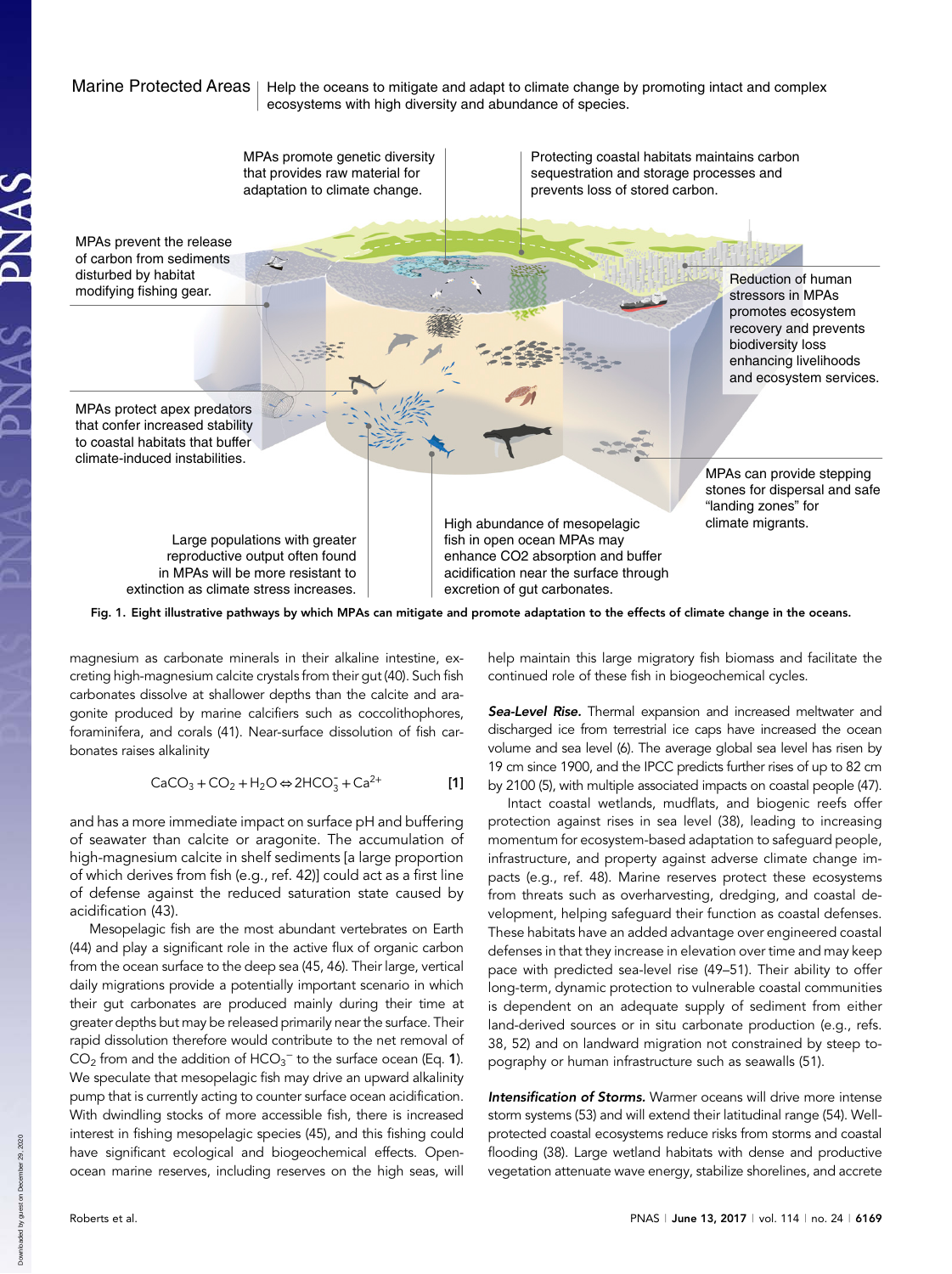Marine Protected Areas | Help the oceans to mitigate and adapt to climate change by promoting intact and complex ecosystems with high diversity and abundance of species.

MPAs promote genetic diversity that provides raw material for adaptation to climate change.

Protecting coastal habitats maintains carbon sequestration and storage processes and prevents loss of stored carbon.

MPAs prevent the release of carbon from sediments disturbed by habitat modifying fishing gear.

Reduction of human stressors in MPAs promotes ecosystem recovery and prevents biodiversity loss enhancing livelihoods and ecosystem services.

MPAs protect apex predators that confer increased stability to coastal habitats that buffer climate-induced instabilities.

MPAs can provide stepping stones for dispersal and safe "landing zones" for climate migrants.

Large populations with greater reproductive output often found in MPAs will be more resistant to extinction as climate stress increases.

High abundance of mesopelagic fish in open ocean MPAs may enhance CO2 absorption and buffer acidification near the surface through excretion of gut carbonates.

**Fig. 1.** Eight illustrative pathways by which MPAs can mitigate and promote adaptation to the effects of climate change in the oceans.

magnesium as carbonate minerals in their alkaline intestine, excreting high-magnesium calcite crystals from their gut (40). Such fish carbonates dissolve at shallower depths than the calcite and aragonite produced by marine calcifiers such as coccolithophores, foraminifera, and corals (41). Near-surface dissolution of fish carbonates raises alkalinity

$$CaCO_3 + CO_2 + H_2O \Leftrightarrow 2HCO_3^- + Ca^{2+} \qquad [1]$$

and has a more immediate impact on surface pH and buffering of seawater than calcite or aragonite. The accumulation of high-magnesium calcite in shelf sediments [a large proportion of which derives from fish (e.g., ref. 42)] could act as a first line of defense against the reduced saturation state caused by acidification (43).

Mesopelagic fish are the most abundant vertebrates on Earth (44) and play a significant role in the active flux of organic carbon from the ocean surface to the deep sea (45, 46). Their large, vertical daily migrations provide a potentially important scenario in which their gut carbonates are produced mainly during their time at greater depths but may be released primarily near the surface. Their rapid dissolution therefore would contribute to the net removal of $CO_2$ from and the addition of $HCO_3^-$ to the surface ocean (Eq. **1**). We speculate that mesopelagic fish may drive an upward alkalinity pump that is currently acting to counter surface ocean acidification. With dwindling stocks of more accessible fish, there is increased interest in fishing mesopelagic species (45), and this fishing could have significant ecological and biogeochemical effects. Open-ocean marine reserves, including reserves on the high seas, will help maintain this large migratory fish biomass and facilitate the continued role of these fish in biogeochemical cycles.

***Sea-Level Rise.*** Thermal expansion and increased meltwater and discharged ice from terrestrial ice caps have increased the ocean volume and sea level (6). The average global sea level has risen by 19 cm since 1900, and the IPCC predicts further rises of up to 82 cm by 2100 (5), with multiple associated impacts on coastal people (47).

Intact coastal wetlands, mudflats, and biogenic reefs offer protection against rises in sea level (38), leading to increasing momentum for ecosystem-based adaptation to safeguard people, infrastructure, and property against adverse climate change impacts (e.g., ref. 48). Marine reserves protect these ecosystems from threats such as overharvesting, dredging, and coastal development, helping safeguard their function as coastal defenses. These habitats have an added advantage over engineered coastal defenses in that they increase in elevation over time and may keep pace with predicted sea-level rise (49–51). Their ability to offer long-term, dynamic protection to vulnerable coastal communities is dependent on an adequate supply of sediment from either land-derived sources or in situ carbonate production (e.g., refs. 38, 52) and on landward migration not constrained by steep topography or human infrastructure such as seawalls (51).

***Intensification of Storms.*** Warmer oceans will drive more intense storm systems (53) and will extend their latitudinal range (54). Well-protected coastal ecosystems reduce risks from storms and coastal flooding (38). Large wetland habitats with dense and productive vegetation attenuate wave energy, stabilize shorelines, and accrete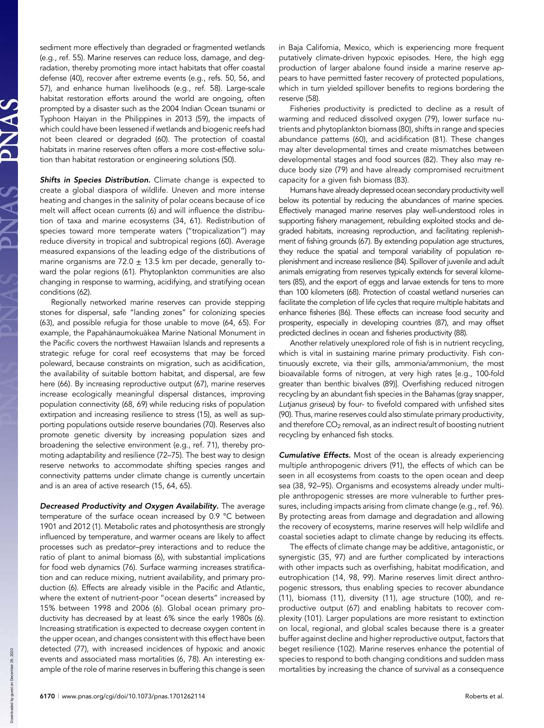sediment more effectively than degraded or fragmented wetlands (e.g., ref. 55). Marine reserves can reduce loss, damage, and degradation, thereby promoting more intact habitats that offer coastal defense (40), recover after extreme events (e.g., refs. 50, 56, and 57), and enhance human livelihoods (e.g., ref. 58). Large-scale habitat restoration efforts around the world are ongoing, often prompted by a disaster such as the 2004 Indian Ocean tsunami or Typhoon Haiyan in the Philippines in 2013 (59), the impacts of which could have been lessened if wetlands and biogenic reefs had not been cleared or degraded (60). The protection of coastal habitats in marine reserves often offers a more cost-effective solution than habitat restoration or engineering solutions (50).

***Shifts in Species Distribution.*** Climate change is expected to create a global diaspora of wildlife. Uneven and more intense heating and changes in the salinity of polar oceans because of ice melt will affect ocean currents (6) and will influence the distribution of taxa and marine ecosystems (34, 61). Redistribution of species toward more temperate waters ("tropicalization") may reduce diversity in tropical and subtropical regions (60). Average measured expansions of the leading edge of the distributions of marine organisms are $72.0 \pm 13.5$ km per decade, generally toward the polar regions (61). Phytoplankton communities are also changing in response to warming, acidifying, and stratifying ocean conditions (62).

Regionally networked marine reserves can provide stepping stones for dispersal, safe "landing zones" for colonizing species (63), and possible refugia for those unable to move (64, 65). For example, the Papahānaumokuākea Marine National Monument in the Pacific covers the northwest Hawaiian Islands and represents a strategic refuge for coral reef ecosystems that may be forced poleward, because constraints on migration, such as acidification, the availability of suitable bottom habitat, and dispersal, are few here (66). By increasing reproductive output (67), marine reserves increase ecologically meaningful dispersal distances, improving population connectivity (68, 69) while reducing risks of population extirpation and increasing resilience to stress (15), as well as supporting populations outside reserve boundaries (70). Reserves also promote genetic diversity by increasing population sizes and broadening the selective environment (e.g., ref. 71), thereby promoting adaptability and resilience (72–75). The best way to design reserve networks to accommodate shifting species ranges and connectivity patterns under climate change is currently uncertain and is an area of active research (15, 64, 65).

***Decreased Productivity and Oxygen Availability.*** The average temperature of the surface ocean increased by 0.9 °C between 1901 and 2012 (1). Metabolic rates and photosynthesis are strongly influenced by temperature, and warmer oceans are likely to affect processes such as predator–prey interactions and to reduce the ratio of plant to animal biomass (6), with substantial implications for food web dynamics (76). Surface warming increases stratification and can reduce mixing, nutrient availability, and primary production (6). Effects are already visible in the Pacific and Atlantic, where the extent of nutrient-poor "ocean deserts" increased by 15% between 1998 and 2006 (6). Global ocean primary productivity has decreased by at least 6% since the early 1980s (6). Increasing stratification is expected to decrease oxygen content in the upper ocean, and changes consistent with this effect have been detected (77), with increased incidences of hypoxic and anoxic events and associated mass mortalities (6, 78). An interesting example of the role of marine reserves in buffering this change is seen in Baja California, Mexico, which is experiencing more frequent putatively climate-driven hypoxic episodes. Here, the high egg production of larger abalone found inside a marine reserve appears to have permitted faster recovery of protected populations, which in turn yielded spillover benefits to regions bordering the reserve (58).

Fisheries productivity is predicted to decline as a result of warming and reduced dissolved oxygen (79), lower surface nutrients and phytoplankton biomass (80), shifts in range and species abundance patterns (60), and acidification (81). These changes may alter developmental times and create mismatches between developmental stages and food sources (82). They also may reduce body size (79) and have already compromised recruitment capacity for a given fish biomass (83).

Humans have already depressed ocean secondary productivity well below its potential by reducing the abundances of marine species. Effectively managed marine reserves play well-understood roles in supporting fishery management, rebuilding exploited stocks and degraded habitats, increasing reproduction, and facilitating replenishment of fishing grounds (67). By extending population age structures, they reduce the spatial and temporal variability of population replenishment and increase resilience (84). Spillover of juvenile and adult animals emigrating from reserves typically extends for several kilometers (85), and the export of eggs and larvae extends for tens to more than 100 kilometers (68). Protection of coastal wetland nurseries can facilitate the completion of life cycles that require multiple habitats and enhance fisheries (86). These effects can increase food security and prosperity, especially in developing countries (87), and may offset predicted declines in ocean and fisheries productivity (88).

Another relatively unexplored role of fish is in nutrient recycling, which is vital in sustaining marine primary productivity. Fish continuously excrete, via their gills, ammonia/ammonium, the most bioavailable forms of nitrogen, at very high rates [e.g., 100-fold greater than benthic bivalves (89)]. Overfishing reduced nitrogen recycling by an abundant fish species in the Bahamas (gray snapper, *Lutjanus griseus*) by four- to fivefold compared with unfished sites (90). Thus, marine reserves could also stimulate primary productivity, and therefore $CO_2$ removal, as an indirect result of boosting nutrient recycling by enhanced fish stocks.

***Cumulative Effects.*** Most of the ocean is already experiencing multiple anthropogenic drivers (91), the effects of which can be seen in all ecosystems from coasts to the open ocean and deep sea (38, 92–95). Organisms and ecosystems already under multiple anthropogenic stresses are more vulnerable to further pressures, including impacts arising from climate change (e.g., ref. 96). By protecting areas from damage and degradation and allowing the recovery of ecosystems, marine reserves will help wildlife and coastal societies adapt to climate change by reducing its effects.

The effects of climate change may be additive, antagonistic, or synergistic (35, 97) and are further complicated by interactions with other impacts such as overfishing, habitat modification, and eutrophication (14, 98, 99). Marine reserves limit direct anthropogenic stressors, thus enabling species to recover abundance (11), biomass (11), diversity (11), age structure (100), and reproductive output (67) and enabling habitats to recover complexity (101). Larger populations are more resistant to extinction on local, regional, and global scales because there is a greater buffer against decline and higher reproductive output, factors that beget resilience (102). Marine reserves enhance the potential of species to respond to both changing conditions and sudden mass mortalities by increasing the chance of survival as a consequence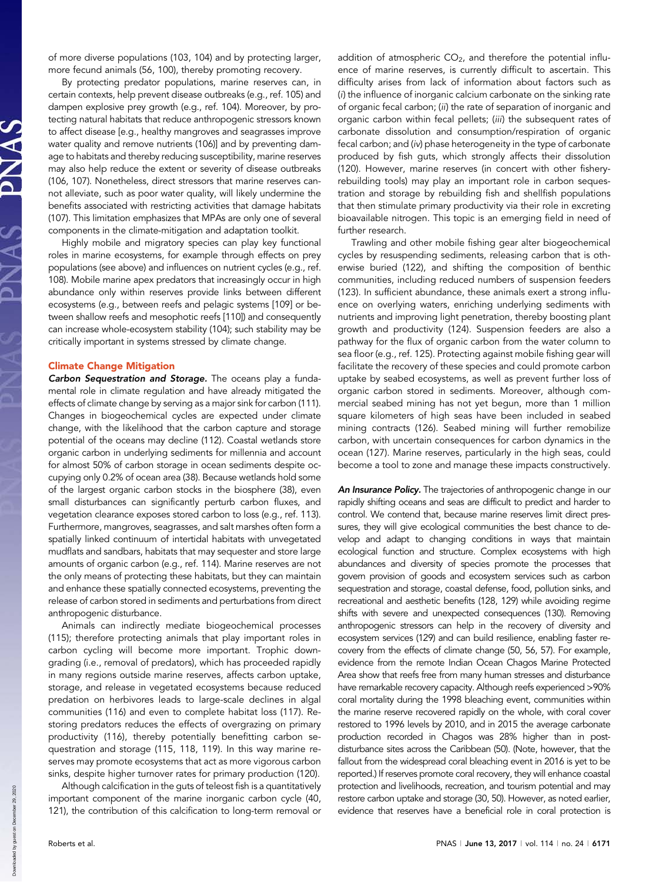of more diverse populations (103, 104) and by protecting larger, more fecund animals (56, 100), thereby promoting recovery.

By protecting predator populations, marine reserves can, in certain contexts, help prevent disease outbreaks (e.g., ref. 105) and dampen explosive prey growth (e.g., ref. 104). Moreover, by protecting natural habitats that reduce anthropogenic stressors known to affect disease [e.g., healthy mangroves and seagrasses improve water quality and remove nutrients (106)] and by preventing damage to habitats and thereby reducing susceptibility, marine reserves may also help reduce the extent or severity of disease outbreaks (106, 107). Nonetheless, direct stressors that marine reserves cannot alleviate, such as poor water quality, will likely undermine the benefits associated with restricting activities that damage habitats (107). This limitation emphasizes that MPAs are only one of several components in the climate-mitigation and adaptation toolkit.

Highly mobile and migratory species can play key functional roles in marine ecosystems, for example through effects on prey populations (see above) and influences on nutrient cycles (e.g., ref. 108). Mobile marine apex predators that increasingly occur in high abundance only within reserves provide links between different ecosystems (e.g., between reefs and pelagic systems [109] or between shallow reefs and mesophotic reefs [110]) and consequently can increase whole-ecosystem stability (104); such stability may be critically important in systems stressed by climate change.

## Climate Change Mitigation

***Carbon Sequestration and Storage.*** The oceans play a fundamental role in climate regulation and have already mitigated the effects of climate change by serving as a major sink for carbon (111). Changes in biogeochemical cycles are expected under climate change, with the likelihood that the carbon capture and storage potential of the oceans may decline (112). Coastal wetlands store organic carbon in underlying sediments for millennia and account for almost 50% of carbon storage in ocean sediments despite occupying only 0.2% of ocean area (38). Because wetlands hold some of the largest organic carbon stocks in the biosphere (38), even small disturbances can significantly perturb carbon fluxes, and vegetation clearance exposes stored carbon to loss (e.g., ref. 113). Furthermore, mangroves, seagrasses, and salt marshes often form a spatially linked continuum of intertidal habitats with unvegetated mudflats and sandbars, habitats that may sequester and store large amounts of organic carbon (e.g., ref. 114). Marine reserves are not the only means of protecting these habitats, but they can maintain and enhance these spatially connected ecosystems, preventing the release of carbon stored in sediments and perturbations from direct anthropogenic disturbance.

Animals can indirectly mediate biogeochemical processes (115); therefore protecting animals that play important roles in carbon cycling will become more important. Trophic downgrading (i.e., removal of predators), which has proceeded rapidly in many regions outside marine reserves, affects carbon uptake, storage, and release in vegetated ecosystems because reduced predation on herbivores leads to large-scale declines in algal communities (116) and even to complete habitat loss (117). Restoring predators reduces the effects of overgrazing on primary productivity (116), thereby potentially benefitting carbon sequestration and storage (115, 118, 119). In this way marine reserves may promote ecosystems that act as more vigorous carbon sinks, despite higher turnover rates for primary production (120).

Although calcification in the guts of teleost fish is a quantitatively important component of the marine inorganic carbon cycle (40, 121), the contribution of this calcification to long-term removal or addition of atmospheric $CO_2$, and therefore the potential influence of marine reserves, is currently difficult to ascertain. This difficulty arises from lack of information about factors such as (*i*) the influence of inorganic calcium carbonate on the sinking rate of organic fecal carbon; (*ii*) the rate of separation of inorganic and organic carbon within fecal pellets; (*iii*) the subsequent rates of carbonate dissolution and consumption/respiration of organic fecal carbon; and (*iv*) phase heterogeneity in the type of carbonate produced by fish guts, which strongly affects their dissolution (120). However, marine reserves (in concert with other fishery-rebuilding tools) may play an important role in carbon sequestration and storage by rebuilding fish and shellfish populations that then stimulate primary productivity via their role in excreting bioavailable nitrogen. This topic is an emerging field in need of further research.

Trawling and other mobile fishing gear alter biogeochemical cycles by resuspending sediments, releasing carbon that is otherwise buried (122), and shifting the composition of benthic communities, including reduced numbers of suspension feeders (123). In sufficient abundance, these animals exert a strong influence on overlying waters, enriching underlying sediments with nutrients and improving light penetration, thereby boosting plant growth and productivity (124). Suspension feeders are also a pathway for the flux of organic carbon from the water column to sea floor (e.g., ref. 125). Protecting against mobile fishing gear will facilitate the recovery of these species and could promote carbon uptake by seabed ecosystems, as well as prevent further loss of organic carbon stored in sediments. Moreover, although commercial seabed mining has not yet begun, more than 1 million square kilometers of high seas have been included in seabed mining contracts (126). Seabed mining will further remobilize carbon, with uncertain consequences for carbon dynamics in the ocean (127). Marine reserves, particularly in the high seas, could become a tool to zone and manage these impacts constructively.

***An Insurance Policy.*** The trajectories of anthropogenic change in our rapidly shifting oceans and seas are difficult to predict and harder to control. We contend that, because marine reserves limit direct pressures, they will give ecological communities the best chance to develop and adapt to changing conditions in ways that maintain ecological function and structure. Complex ecosystems with high abundances and diversity of species promote the processes that govern provision of goods and ecosystem services such as carbon sequestration and storage, coastal defense, food, pollution sinks, and recreational and aesthetic benefits (128, 129) while avoiding regime shifts with severe and unexpected consequences (130). Removing anthropogenic stressors can help in the recovery of diversity and ecosystem services (129) and can build resilience, enabling faster recovery from the effects of climate change (50, 56, 57). For example, evidence from the remote Indian Ocean Chagos Marine Protected Area show that reefs free from many human stresses and disturbance have remarkable recovery capacity. Although reefs experienced >90% coral mortality during the 1998 bleaching event, communities within the marine reserve recovered rapidly on the whole, with coral cover restored to 1996 levels by 2010, and in 2015 the average carbonate production recorded in Chagos was 28% higher than in post-disturbance sites across the Caribbean (50). (Note, however, that the fallout from the widespread coral bleaching event in 2016 is yet to be reported.) If reserves promote coral recovery, they will enhance coastal protection and livelihoods, recreation, and tourism potential and may restore carbon uptake and storage (30, 50). However, as noted earlier, evidence that reserves have a beneficial role in coral protection is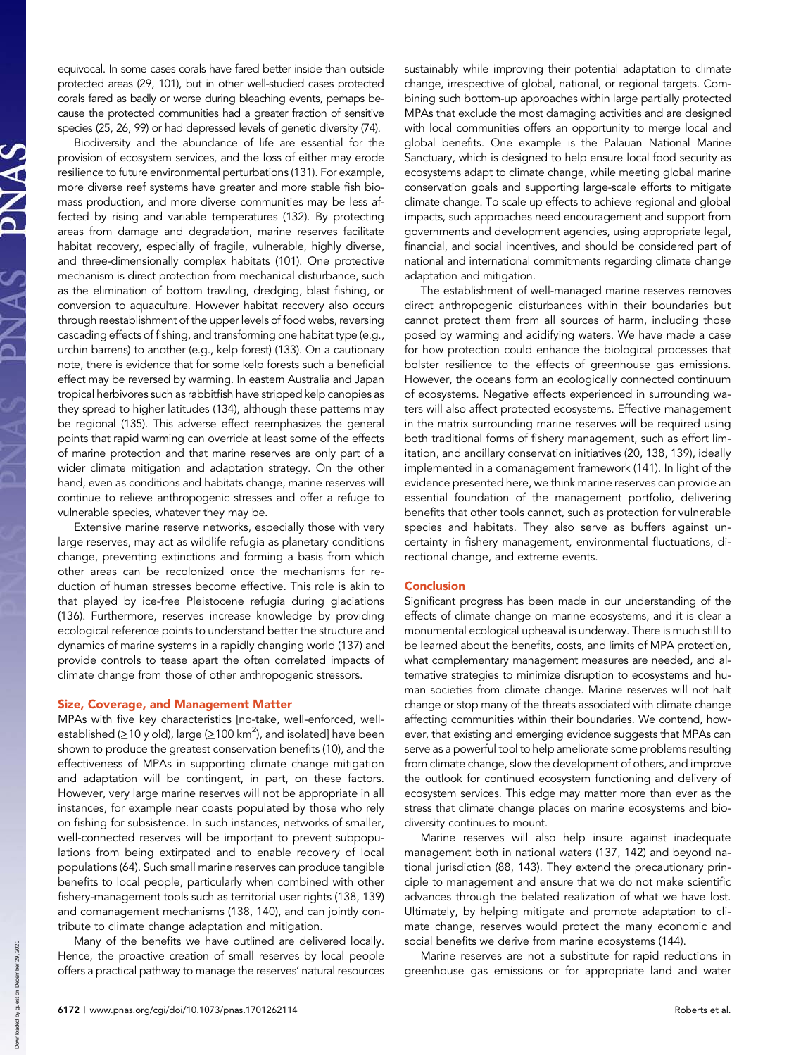equivocal. In some cases corals have fared better inside than outside protected areas (29, 101), but in other well-studied cases protected corals fared as badly or worse during bleaching events, perhaps because the protected communities had a greater fraction of sensitive species (25, 26, 99) or had depressed levels of genetic diversity (74).

Biodiversity and the abundance of life are essential for the provision of ecosystem services, and the loss of either may erode resilience to future environmental perturbations (131). For example, more diverse reef systems have greater and more stable fish biomass production, and more diverse communities may be less affected by rising and variable temperatures (132). By protecting areas from damage and degradation, marine reserves facilitate habitat recovery, especially of fragile, vulnerable, highly diverse, and three-dimensionally complex habitats (101). One protective mechanism is direct protection from mechanical disturbance, such as the elimination of bottom trawling, dredging, blast fishing, or conversion to aquaculture. However habitat recovery also occurs through reestablishment of the upper levels of food webs, reversing cascading effects of fishing, and transforming one habitat type (e.g., urchin barrens) to another (e.g., kelp forest) (133). On a cautionary note, there is evidence that for some kelp forests such a beneficial effect may be reversed by warming. In eastern Australia and Japan tropical herbivores such as rabbitfish have stripped kelp canopies as they spread to higher latitudes (134), although these patterns may be regional (135). This adverse effect reemphasizes the general points that rapid warming can override at least some of the effects of marine protection and that marine reserves are only part of a wider climate mitigation and adaptation strategy. On the other hand, even as conditions and habitats change, marine reserves will continue to relieve anthropogenic stresses and offer a refuge to vulnerable species, whatever they may be.

Extensive marine reserve networks, especially those with very large reserves, may act as wildlife refugia as planetary conditions change, preventing extinctions and forming a basis from which other areas can be recolonized once the mechanisms for reduction of human stresses become effective. This role is akin to that played by ice-free Pleistocene refugia during glaciations (136). Furthermore, reserves increase knowledge by providing ecological reference points to understand better the structure and dynamics of marine systems in a rapidly changing world (137) and provide controls to tease apart the often correlated impacts of climate change from those of other anthropogenic stressors.

## Size, Coverage, and Management Matter

MPAs with five key characteristics [no-take, well-enforced, well-established (≥10 y old), large (≥100 $km^2$), and isolated] have been shown to produce the greatest conservation benefits (10), and the effectiveness of MPAs in supporting climate change mitigation and adaptation will be contingent, in part, on these factors. However, very large marine reserves will not be appropriate in all instances, for example near coasts populated by those who rely on fishing for subsistence. In such instances, networks of smaller, well-connected reserves will be important to prevent subpopulations from being extirpated and to enable recovery of local populations (64). Such small marine reserves can produce tangible benefits to local people, particularly when combined with other fishery-management tools such as territorial user rights (138, 139) and comanagement mechanisms (138, 140), and can jointly contribute to climate change adaptation and mitigation.

Many of the benefits we have outlined are delivered locally. Hence, the proactive creation of small reserves by local people offers a practical pathway to manage the reserves' natural resources sustainably while improving their potential adaptation to climate change, irrespective of global, national, or regional targets. Combining such bottom-up approaches within large partially protected MPAs that exclude the most damaging activities and are designed with local communities offers an opportunity to merge local and global benefits. One example is the Palauan National Marine Sanctuary, which is designed to help ensure local food security as ecosystems adapt to climate change, while meeting global marine conservation goals and supporting large-scale efforts to mitigate climate change. To scale up effects to achieve regional and global impacts, such approaches need encouragement and support from governments and development agencies, using appropriate legal, financial, and social incentives, and should be considered part of national and international commitments regarding climate change adaptation and mitigation.

The establishment of well-managed marine reserves removes direct anthropogenic disturbances within their boundaries but cannot protect them from all sources of harm, including those posed by warming and acidifying waters. We have made a case for how protection could enhance the biological processes that bolster resilience to the effects of greenhouse gas emissions. However, the oceans form an ecologically connected continuum of ecosystems. Negative effects experienced in surrounding waters will also affect protected ecosystems. Effective management in the matrix surrounding marine reserves will be required using both traditional forms of fishery management, such as effort limitation, and ancillary conservation initiatives (20, 138, 139), ideally implemented in a comanagement framework (141). In light of the evidence presented here, we think marine reserves can provide an essential foundation of the management portfolio, delivering benefits that other tools cannot, such as protection for vulnerable species and habitats. They also serve as buffers against uncertainty in fishery management, environmental fluctuations, directional change, and extreme events.

## Conclusion

Significant progress has been made in our understanding of the effects of climate change on marine ecosystems, and it is clear a monumental ecological upheaval is underway. There is much still to be learned about the benefits, costs, and limits of MPA protection, what complementary management measures are needed, and alternative strategies to minimize disruption to ecosystems and human societies from climate change. Marine reserves will not halt change or stop many of the threats associated with climate change affecting communities within their boundaries. We contend, however, that existing and emerging evidence suggests that MPAs can serve as a powerful tool to help ameliorate some problems resulting from climate change, slow the development of others, and improve the outlook for continued ecosystem functioning and delivery of ecosystem services. This edge may matter more than ever as the stress that climate change places on marine ecosystems and biodiversity continues to mount.

Marine reserves will also help insure against inadequate management both in national waters (137, 142) and beyond national jurisdiction (88, 143). They extend the precautionary principle to management and ensure that we do not make scientific advances through the belated realization of what we have lost. Ultimately, by helping mitigate and promote adaptation to climate change, reserves would protect the many economic and social benefits we derive from marine ecosystems (144).

Marine reserves are not a substitute for rapid reductions in greenhouse gas emissions or for appropriate land and water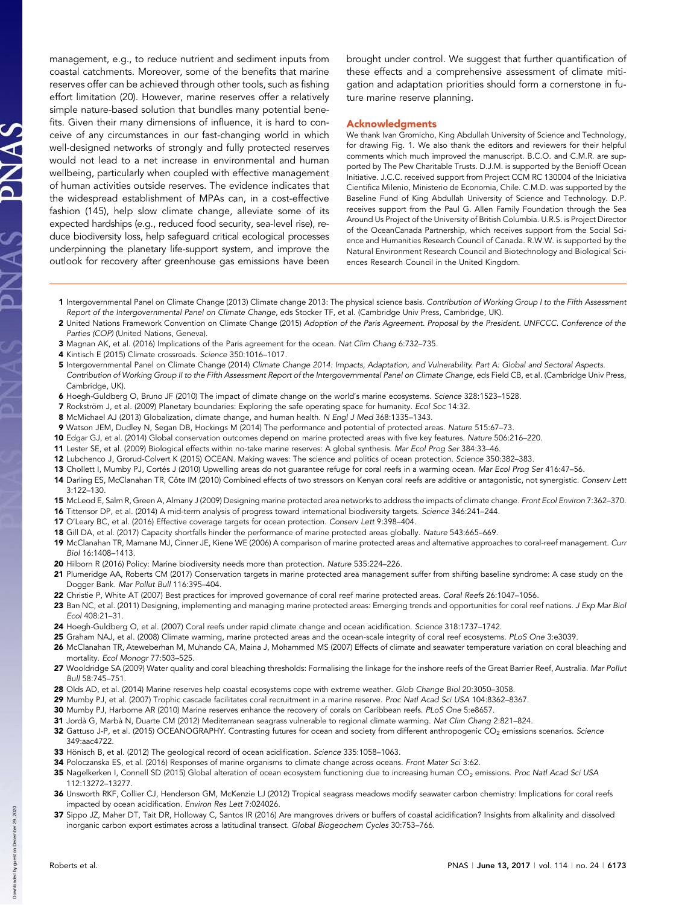management, e.g., to reduce nutrient and sediment inputs from coastal catchments. Moreover, some of the benefits that marine reserves offer can be achieved through other tools, such as fishing effort limitation (20). However, marine reserves offer a relatively simple nature-based solution that bundles many potential benefits. Given their many dimensions of influence, it is hard to conceive of any circumstances in our fast-changing world in which well-designed networks of strongly and fully protected reserves would not lead to a net increase in environmental and human wellbeing, particularly when coupled with effective management of human activities outside reserves. The evidence indicates that the widespread establishment of MPAs can, in a cost-effective fashion (145), help slow climate change, alleviate some of its expected hardships (e.g., reduced food security, sea-level rise), reduce biodiversity loss, help safeguard critical ecological processes underpinning the planetary life-support system, and improve the outlook for recovery after greenhouse gas emissions have been brought under control. We suggest that further quantification of these effects and a comprehensive assessment of climate mitigation and adaptation priorities should form a cornerstone in future marine reserve planning.

## Acknowledgments

We thank Ivan Gromicho, King Abdullah University of Science and Technology, for drawing Fig. 1. We also thank the editors and reviewers for their helpful comments which much improved the manuscript. B.C.O. and C.M.R. are supported by The Pew Charitable Trusts. D.J.M. is supported by the Benioff Ocean Initiative. J.C.C. received support from Project CCM RC 130004 of the Iniciativa Cientifica Milenio, Ministerio de Economia, Chile. C.M.D. was supported by the Baseline Fund of King Abdullah University of Science and Technology. D.P. receives support from the Paul G. Allen Family Foundation through the Sea Around Us Project of the University of British Columbia. U.R.S. is Project Director of the OceanCanada Partnership, which receives support from the Social Science and Humanities Research Council of Canada. R.W.W. is supported by the Natural Environment Research Council and Biotechnology and Biological Sciences Research Council in the United Kingdom.

1. Intergovernmental Panel on Climate Change (2013) Climate change 2013: The physical science basis. *Contribution of Working Group I to the Fifth Assessment Report of the Intergovernmental Panel on Climate Change*, eds Stocker TF, et al. (Cambridge Univ Press, Cambridge, UK).
2. United Nations Framework Convention on Climate Change (2015) *Adoption of the Paris Agreement. Proposal by the President. UNFCCC. Conference of the Parties (COP)* (United Nations, Geneva).
3. Magnan AK, et al. (2016) Implications of the Paris agreement for the ocean. *Nat Clim Chang* 6:732–735.
4. Kintisch E (2015) Climate crossroads. *Science* 350:1016–1017.
5. Intergovernmental Panel on Climate Change (2014) *Climate Change 2014: Impacts, Adaptation, and Vulnerability. Part A: Global and Sectoral Aspects. Contribution of Working Group II to the Fifth Assessment Report of the Intergovernmental Panel on Climate Change*, eds Field CB, et al. (Cambridge Univ Press, Cambridge, UK).
6. Hoegh-Guldberg O, Bruno JF (2010) The impact of climate change on the world's marine ecosystems. *Science* 328:1523–1528.
7. Rockström J, et al. (2009) Planetary boundaries: Exploring the safe operating space for humanity. *Ecol Soc* 14:32.
8. McMichael AJ (2013) Globalization, climate change, and human health. *N Engl J Med* 368:1335–1343.
9. Watson JEM, Dudley N, Segan DB, Hockings M (2014) The performance and potential of protected areas. *Nature* 515:67–73.
10. Edgar GJ, et al. (2014) Global conservation outcomes depend on marine protected areas with five key features. *Nature* 506:216–220.
11. Lester SE, et al. (2009) Biological effects within no-take marine reserves: A global synthesis. *Mar Ecol Prog Ser* 384:33–46.
12. Lubchenco J, Grorud-Colvert K (2015) OCEAN. Making waves: The science and politics of ocean protection. *Science* 350:382–383.
13. Chollett I, Mumby PJ, Cortés J (2010) Upwelling areas do not guarantee refuge for coral reefs in a warming ocean. *Mar Ecol Prog Ser* 416:47–56.
14. Darling ES, McClanahan TR, Côte IM (2010) Combined effects of two stressors on Kenyan coral reefs are additive or antagonistic, not synergistic. *Conserv Lett* 3:122–130.
15. McLeod E, Salm R, Green A, Almany J (2009) Designing marine protected area networks to address the impacts of climate change. *Front Ecol Environ* 7:362–370.
16. Tittensor DP, et al. (2014) A mid-term analysis of progress toward international biodiversity targets. *Science* 346:241–244.
17. O'Leary BC, et al. (2016) Effective coverage targets for ocean protection. *Conserv Lett* 9:398–404.
18. Gill DA, et al. (2017) Capacity shortfalls hinder the performance of marine protected areas globally. *Nature* 543:665–669.
19. McClanahan TR, Marnane MJ, Cinner JE, Kiene WE (2006) A comparison of marine protected areas and alternative approaches to coral-reef management. *Curr Biol* 16:1408–1413.
20. Hilborn R (2016) Policy: Marine biodiversity needs more than protection. *Nature* 535:224–226.
21. Plumeridge AA, Roberts CM (2017) Conservation targets in marine protected area management suffer from shifting baseline syndrome: A case study on the Dogger Bank. *Mar Pollut Bull* 116:395–404.
22. Christie P, White AT (2007) Best practices for improved governance of coral reef marine protected areas. *Coral Reefs* 26:1047–1056.
23. Ban NC, et al. (2011) Designing, implementing and managing marine protected areas: Emerging trends and opportunities for coral reef nations. *J Exp Mar Biol Ecol* 408:21–31.
24. Hoegh-Guldberg O, et al. (2007) Coral reefs under rapid climate change and ocean acidification. *Science* 318:1737–1742.
25. Graham NAJ, et al. (2008) Climate warming, marine protected areas and the ocean-scale integrity of coral reef ecosystems. *PLoS One* 3:e3039.
26. McClanahan TR, Ateweberhan M, Muhando CA, Maina J, Mohammed MS (2007) Effects of climate and seawater temperature variation on coral bleaching and mortality. *Ecol Monogr* 77:503–525.
27. Wooldridge SA (2009) Water quality and coral bleaching thresholds: Formalising the linkage for the inshore reefs of the Great Barrier Reef, Australia. *Mar Pollut Bull* 58:745–751.
28. Olds AD, et al. (2014) Marine reserves help coastal ecosystems cope with extreme weather. *Glob Change Biol* 20:3050–3058.
29. Mumby PJ, et al. (2007) Trophic cascade facilitates coral recruitment in a marine reserve. *Proc Natl Acad Sci USA* 104:8362–8367.
30. Mumby PJ, Harborne AR (2010) Marine reserves enhance the recovery of corals on Caribbean reefs. *PLoS One* 5:e8657.
31. Jordà G, Marbà N, Duarte CM (2012) Mediterranean seagrass vulnerable to regional climate warming. *Nat Clim Chang* 2:821–824.
32. Gattuso J-P, et al. (2015) OCEANOGRAPHY. Contrasting futures for ocean and society from different anthropogenic $CO_2$ emissions scenarios. *Science* 349:aac4722.
33. Hönisch B, et al. (2012) The geological record of ocean acidification. *Science* 335:1058–1063.
34. Poloczanska ES, et al. (2016) Responses of marine organisms to climate change across oceans. *Front Mater Sci* 3:62.
35. Nagelkerken I, Connell SD (2015) Global alteration of ocean ecosystem functioning due to increasing human $CO_2$ emissions. *Proc Natl Acad Sci USA* 112:13272–13277.
36. Unsworth RKF, Collier CJ, Henderson GM, McKenzie LJ (2012) Tropical seagrass meadows modify seawater carbon chemistry: Implications for coral reefs impacted by ocean acidification. *Environ Res Lett* 7:024026.
37. Sippo JZ, Maher DT, Tait DR, Holloway C, Santos IR (2016) Are mangroves drivers or buffers of coastal acidification? Insights from alkalinity and dissolved inorganic carbon export estimates across a latitudinal transect. *Global Biogeochem Cycles* 30:753–766.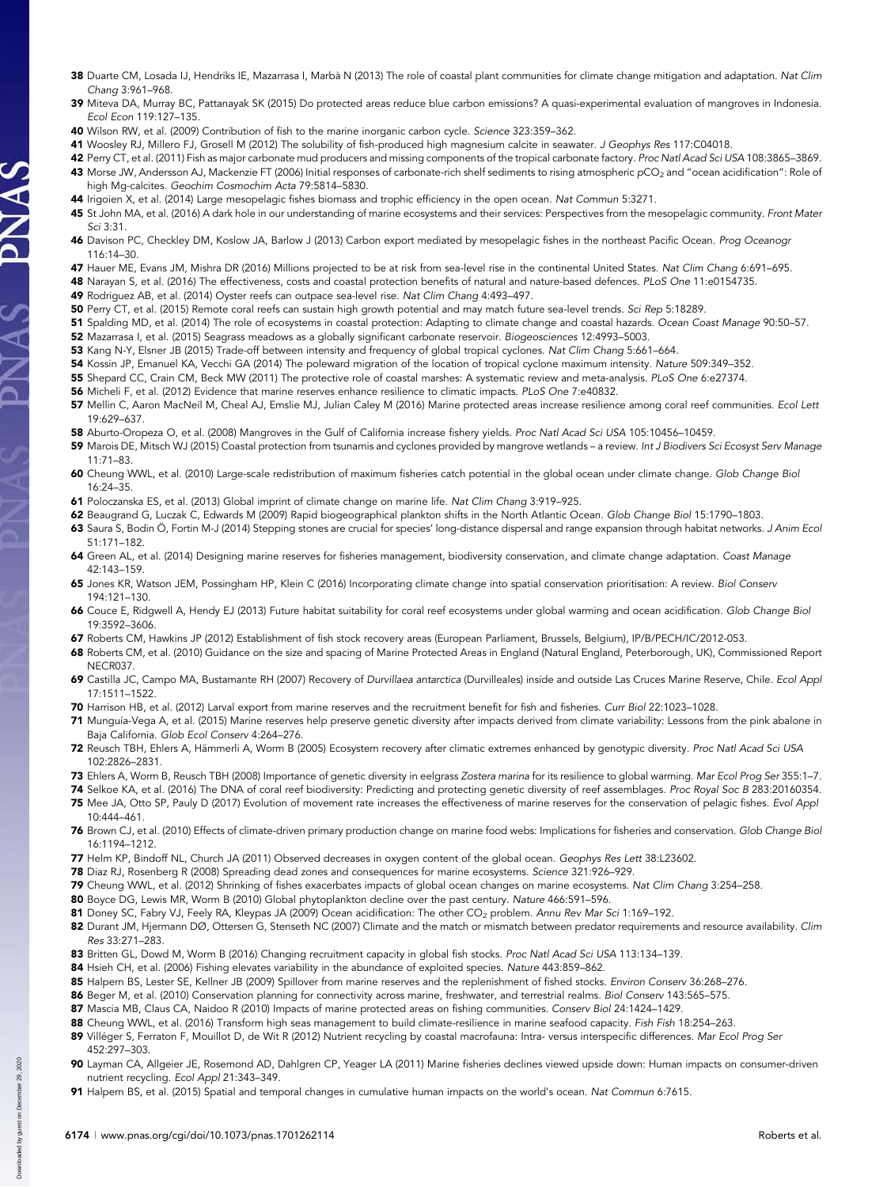38 Duarte CM, Losada IJ, Hendriks IE, Mazarrasa I, Marbà N (2013) The role of coastal plant communities for climate change mitigation and adaptation. *Nat Clim Chang* 3:961–968.

39 Miteva DA, Murray BC, Pattanayak SK (2015) Do protected areas reduce blue carbon emissions? A quasi-experimental evaluation of mangroves in Indonesia. *Ecol Econ* 119:127–135.

40 Wilson RW, et al. (2009) Contribution of fish to the marine inorganic carbon cycle. *Science* 323:359–362.

41 Woosley RJ, Millero FJ, Grosell M (2012) The solubility of fish-produced high magnesium calcite in seawater. *J Geophys Res* 117:C04018.

42 Perry CT, et al. (2011) Fish as major carbonate mud producers and missing components of the tropical carbonate factory. *Proc Natl Acad Sci USA* 108:3865–3869.

43 Morse JW, Andersson AJ, Mackenzie FT (2006) Initial responses of carbonate-rich shelf sediments to rising atmospheric $pCO_2$ and "ocean acidification": Role of high Mg-calcites. *Geochim Cosmochim Acta* 79:5814–5830.

44 Irigoien X, et al. (2014) Large mesopelagic fishes biomass and trophic efficiency in the open ocean. *Nat Commun* 5:3271.

45 St John MA, et al. (2016) A dark hole in our understanding of marine ecosystems and their services: Perspectives from the mesopelagic community. *Front Mater Sci* 3:31.

46 Davison PC, Checkley DM, Koslow JA, Barlow J (2013) Carbon export mediated by mesopelagic fishes in the northeast Pacific Ocean. *Prog Oceanogr* 116:14–30.

47 Hauer ME, Evans JM, Mishra DR (2016) Millions projected to be at risk from sea-level rise in the continental United States. *Nat Clim Chang* 6:691–695.

48 Narayan S, et al. (2016) The effectiveness, costs and coastal protection benefits of natural and nature-based defences. *PLoS One* 11:e0154735.

49 Rodriguez AB, et al. (2014) Oyster reefs can outpace sea-level rise. *Nat Clim Chang* 4:493–497.

50 Perry CT, et al. (2015) Remote coral reefs can sustain high growth potential and may match future sea-level trends. *Sci Rep* 5:18289.

51 Spalding MD, et al. (2014) The role of ecosystems in coastal protection: Adapting to climate change and coastal hazards. *Ocean Coast Manage* 90:50–57.

52 Mazarrasa I, et al. (2015) Seagrass meadows as a globally significant carbonate reservoir. *Biogeosciences* 12:4993–5003.

53 Kang N-Y, Elsner JB (2015) Trade-off between intensity and frequency of global tropical cyclones. *Nat Clim Chang* 5:661–664.

54 Kossin JP, Emanuel KA, Vecchi GA (2014) The poleward migration of the location of tropical cyclone maximum intensity. *Nature* 509:349–352.

55 Shepard CC, Crain CM, Beck MW (2011) The protective role of coastal marshes: A systematic review and meta-analysis. *PLoS One* 6:e27374.

56 Micheli F, et al. (2012) Evidence that marine reserves enhance resilience to climatic impacts. *PLoS One* 7:e40832.

57 Mellin C, Aaron MacNeil M, Cheal AJ, Emslie MJ, Julian Caley M (2016) Marine protected areas increase resilience among coral reef communities. *Ecol Lett* 19:629–637.

58 Aburto-Oropeza O, et al. (2008) Mangroves in the Gulf of California increase fishery yields. *Proc Natl Acad Sci USA* 105:10456–10459.

59 Marois DE, Mitsch WJ (2015) Coastal protection from tsunamis and cyclones provided by mangrove wetlands – a review. *Int J Biodivers Sci Ecosyst Serv Manage* 11:71–83.

60 Cheung WWL, et al. (2010) Large-scale redistribution of maximum fisheries catch potential in the global ocean under climate change. *Glob Change Biol* 16:24–35.

61 Poloczanska ES, et al. (2013) Global imprint of climate change on marine life. *Nat Clim Chang* 3:919–925.

62 Beaugrand G, Luczak C, Edwards M (2009) Rapid biogeographical plankton shifts in the North Atlantic Ocean. *Glob Change Biol* 15:1790–1803.

63 Saura S, Bodin Ö, Fortin M-J (2014) Stepping stones are crucial for species' long-distance dispersal and range expansion through habitat networks. *J Anim Ecol* 51:171–182.

64 Green AL, et al. (2014) Designing marine reserves for fisheries management, biodiversity conservation, and climate change adaptation. *Coast Manage* 42:143–159.

65 Jones KR, Watson JEM, Possingham HP, Klein C (2016) Incorporating climate change into spatial conservation prioritisation: A review. *Biol Conserv* 194:121–130.

66 Couce E, Ridgwell A, Hendy EJ (2013) Future habitat suitability for coral reef ecosystems under global warming and ocean acidification. *Glob Change Biol* 19:3592–3606.

67 Roberts CM, Hawkins JP (2012) Establishment of fish stock recovery areas (European Parliament, Brussels, Belgium), IP/B/PECH/IC/2012-053.

68 Roberts CM, et al. (2010) Guidance on the size and spacing of Marine Protected Areas in England (Natural England, Peterborough, UK), Commissioned Report NECR037.

69 Castilla JC, Campo MA, Bustamante RH (2007) Recovery of *Durvillaea antarctica* (Durvilleales) inside and outside Las Cruces Marine Reserve, Chile. *Ecol Appl* 17:1511–1522.

70 Harrison HB, et al. (2012) Larval export from marine reserves and the recruitment benefit for fish and fisheries. *Curr Biol* 22:1023–1028.

71 Munguía-Vega A, et al. (2015) Marine reserves help preserve genetic diversity after impacts derived from climate variability: Lessons from the pink abalone in Baja California. *Glob Ecol Conserv* 4:264–276.

72 Reusch TBH, Ehlers A, Hämmerli A, Worm B (2005) Ecosystem recovery after climatic extremes enhanced by genotypic diversity. *Proc Natl Acad Sci USA* 102:2826–2831.

73 Ehlers A, Worm B, Reusch TBH (2008) Importance of genetic diversity in eelgrass *Zostera marina* for its resilience to global warming. *Mar Ecol Prog Ser* 355:1–7.

74 Selkoe KA, et al. (2016) The DNA of coral reef biodiversity: Predicting and protecting genetic diversity of reef assemblages. *Proc Royal Soc B* 283:20160354.

75 Mee JA, Otto SP, Pauly D (2017) Evolution of movement rate increases the effectiveness of marine reserves for the conservation of pelagic fishes. *Evol Appl* 10:444–461.

76 Brown CJ, et al. (2010) Effects of climate-driven primary production change on marine food webs: Implications for fisheries and conservation. *Glob Change Biol* 16:1194–1212.

77 Helm KP, Bindoff NL, Church JA (2011) Observed decreases in oxygen content of the global ocean. *Geophys Res Lett* 38:L23602.

78 Diaz RJ, Rosenberg R (2008) Spreading dead zones and consequences for marine ecosystems. *Science* 321:926–929.

79 Cheung WWL, et al. (2012) Shrinking of fishes exacerbates impacts of global ocean changes on marine ecosystems. *Nat Clim Chang* 3:254–258.

80 Boyce DG, Lewis MR, Worm B (2010) Global phytoplankton decline over the past century. *Nature* 466:591–596.

81 Doney SC, Fabry VJ, Feely RA, Kleypas JA (2009) Ocean acidification: The other $CO_2$ problem. *Annu Rev Mar Sci* 1:169–192.

82 Durant JM, Hjermann DØ, Ottersen G, Stenseth NC (2007) Climate and the match or mismatch between predator requirements and resource availability. *Clim Res* 33:271–283.

83 Britten GL, Dowd M, Worm B (2016) Changing recruitment capacity in global fish stocks. *Proc Natl Acad Sci USA* 113:134–139.

84 Hsieh CH, et al. (2006) Fishing elevates variability in the abundance of exploited species. *Nature* 443:859–862.

85 Halpern BS, Lester SE, Kellner JB (2009) Spillover from marine reserves and the replenishment of fished stocks. *Environ Conserv* 36:268–276.

86 Beger M, et al. (2010) Conservation planning for connectivity across marine, freshwater, and terrestrial realms. *Biol Conserv* 143:565–575.

87 Mascia MB, Claus CA, Naidoo R (2010) Impacts of marine protected areas on fishing communities. *Conserv Biol* 24:1424–1429.

88 Cheung WWL, et al. (2016) Transform high seas management to build climate-resilience in marine seafood capacity. *Fish Fish* 18:254–263.

89 Villéger S, Ferraton F, Mouillot D, de Wit R (2012) Nutrient recycling by coastal macrofauna: Intra- versus interspecific differences. *Mar Ecol Prog Ser* 452:297–303.

90 Layman CA, Allgeier JE, Rosemond AD, Dahlgren CP, Yeager LA (2011) Marine fisheries declines viewed upside down: Human impacts on consumer-driven nutrient recycling. *Ecol Appl* 21:343–349.

91 Halpern BS, et al. (2015) Spatial and temporal changes in cumulative human impacts on the world's ocean. *Nat Commun* 6:7615.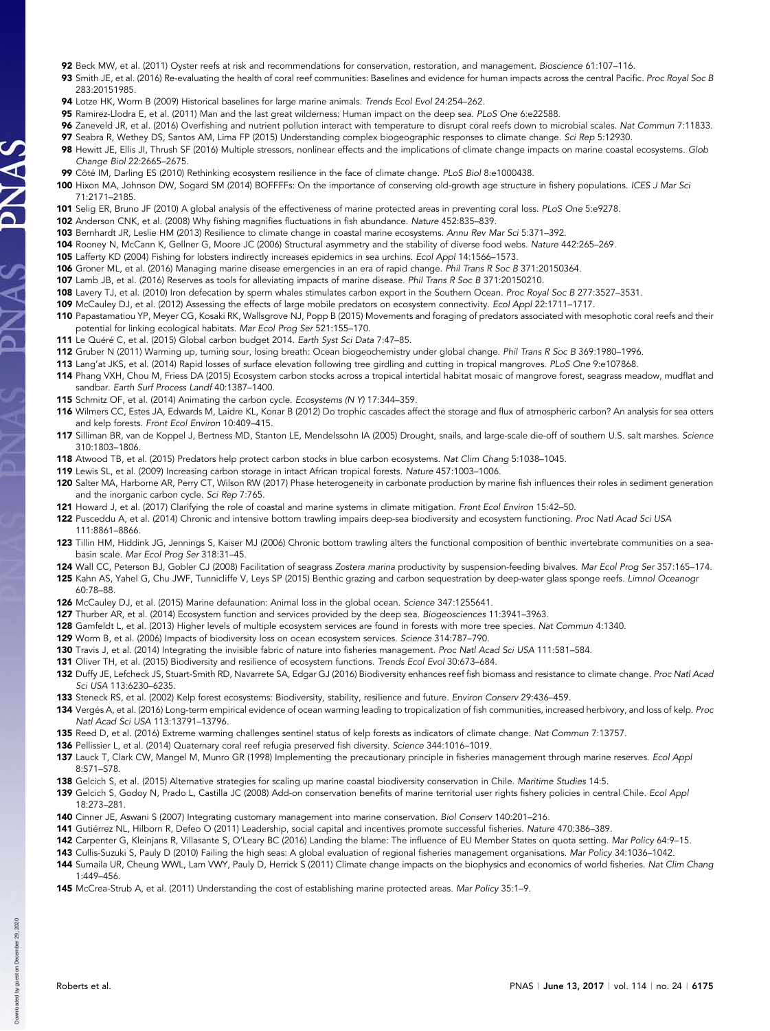92 Beck MW, et al. (2011) Oyster reefs at risk and recommendations for conservation, restoration, and management. *Bioscience* 61:107–116.

93 Smith JE, et al. (2016) Re-evaluating the health of coral reef communities: Baselines and evidence for human impacts across the central Pacific. *Proc Royal Soc B* 283:20151985.

94 Lotze HK, Worm B (2009) Historical baselines for large marine animals. *Trends Ecol Evol* 24:254–262.

95 Ramirez-Llodra E, et al. (2011) Man and the last great wilderness: Human impact on the deep sea. *PLoS One* 6:e22588.

96 Zaneveld JR, et al. (2016) Overfishing and nutrient pollution interact with temperature to disrupt coral reefs down to microbial scales. *Nat Commun* 7:11833.

97 Seabra R, Wethey DS, Santos AM, Lima FP (2015) Understanding complex biogeographic responses to climate change. *Sci Rep* 5:12930.

98 Hewitt JE, Ellis JI, Thrush SF (2016) Multiple stressors, nonlinear effects and the implications of climate change impacts on marine coastal ecosystems. *Glob Change Biol* 22:2665–2675.

99 Côté IM, Darling ES (2010) Rethinking ecosystem resilience in the face of climate change. *PLoS Biol* 8:e1000438.

100 Hixon MA, Johnson DW, Sogard SM (2014) BOFFFFs: On the importance of conserving old-growth age structure in fishery populations. *ICES J Mar Sci* 71:2171–2185.

101 Selig ER, Bruno JF (2010) A global analysis of the effectiveness of marine protected areas in preventing coral loss. *PLoS One* 5:e9278.

102 Anderson CNK, et al. (2008) Why fishing magnifies fluctuations in fish abundance. *Nature* 452:835–839.

103 Bernhardt JR, Leslie HM (2013) Resilience to climate change in coastal marine ecosystems. *Annu Rev Mar Sci* 5:371–392.

104 Rooney N, McCann K, Gellner G, Moore JC (2006) Structural asymmetry and the stability of diverse food webs. *Nature* 442:265–269.

105 Lafferty KD (2004) Fishing for lobsters indirectly increases epidemics in sea urchins. *Ecol Appl* 14:1566–1573.

106 Groner ML, et al. (2016) Managing marine disease emergencies in an era of rapid change. *Phil Trans R Soc B* 371:20150364.

107 Lamb JB, et al. (2016) Reserves as tools for alleviating impacts of marine disease. *Phil Trans R Soc B* 371:20150210.

108 Lavery TJ, et al. (2010) Iron defecation by sperm whales stimulates carbon export in the Southern Ocean. *Proc Royal Soc B* 277:3527–3531.

109 McCauley DJ, et al. (2012) Assessing the effects of large mobile predators on ecosystem connectivity. *Ecol Appl* 22:1711–1717.

110 Papastamatiou YP, Meyer CG, Kosaki RK, Wallsgrove NJ, Popp B (2015) Movements and foraging of predators associated with mesophotic coral reefs and their potential for linking ecological habitats. *Mar Ecol Prog Ser* 521:155–170.

111 Le Quéré C, et al. (2015) Global carbon budget 2014. *Earth Syst Sci Data* 7:47–85.

112 Gruber N (2011) Warming up, turning sour, losing breath: Ocean biogeochemistry under global change. *Phil Trans R Soc B* 369:1980–1996.

113 Lang'at JKS, et al. (2014) Rapid losses of surface elevation following tree girdling and cutting in tropical mangroves. *PLoS One* 9:e107868.

114 Phang VXH, Chou M, Friess DA (2015) Ecosystem carbon stocks across a tropical intertidal habitat mosaic of mangrove forest, seagrass meadow, mudflat and sandbar. *Earth Surf Process Landf* 40:1387–1400.

115 Schmitz OF, et al. (2014) Animating the carbon cycle. *Ecosystems (N Y)* 17:344–359.

116 Wilmers CC, Estes JA, Edwards M, Laidre KL, Konar B (2012) Do trophic cascades affect the storage and flux of atmospheric carbon? An analysis for sea otters and kelp forests. *Front Ecol Environ* 10:409–415.

117 Silliman BR, van de Koppel J, Bertness MD, Stanton LE, Mendelssohn IA (2005) Drought, snails, and large-scale die-off of southern U.S. salt marshes. *Science* 310:1803–1806.

118 Atwood TB, et al. (2015) Predators help protect carbon stocks in blue carbon ecosystems. *Nat Clim Chang* 5:1038–1045.

119 Lewis SL, et al. (2009) Increasing carbon storage in intact African tropical forests. *Nature* 457:1003–1006.

120 Salter MA, Harborne AR, Perry CT, Wilson RW (2017) Phase heterogeneity in carbonate production by marine fish influences their roles in sediment generation and the inorganic carbon cycle. *Sci Rep* 7:765.

121 Howard J, et al. (2017) Clarifying the role of coastal and marine systems in climate mitigation. *Front Ecol Environ* 15:42–50.

122 Pusceddu A, et al. (2014) Chronic and intensive bottom trawling impairs deep-sea biodiversity and ecosystem functioning. *Proc Natl Acad Sci USA* 111:8861–8866.

123 Tillin HM, Hiddink JG, Jennings S, Kaiser MJ (2006) Chronic bottom trawling alters the functional composition of benthic invertebrate communities on a sea-basin scale. *Mar Ecol Prog Ser* 318:31–45.

124 Wall CC, Peterson BJ, Gobler CJ (2008) Facilitation of seagrass *Zostera marina* productivity by suspension-feeding bivalves. *Mar Ecol Prog Ser* 357:165–174.

125 Kahn AS, Yahel G, Chu JWF, Tunnicliffe V, Leys SP (2015) Benthic grazing and carbon sequestration by deep-water glass sponge reefs. *Limnol Oceanogr* 60:78–88.

126 McCauley DJ, et al. (2015) Marine defaunation: Animal loss in the global ocean. *Science* 347:1255641.

127 Thurber AR, et al. (2014) Ecosystem function and services provided by the deep sea. *Biogeosciences* 11:3941–3963.

128 Gamfeldt L, et al. (2013) Higher levels of multiple ecosystem services are found in forests with more tree species. *Nat Commun* 4:1340.

129 Worm B, et al. (2006) Impacts of biodiversity loss on ocean ecosystem services. *Science* 314:787–790.

130 Travis J, et al. (2014) Integrating the invisible fabric of nature into fisheries management. *Proc Natl Acad Sci USA* 111:581–584.

131 Oliver TH, et al. (2015) Biodiversity and resilience of ecosystem functions. *Trends Ecol Evol* 30:673–684.

132 Duffy JE, Lefcheck JS, Stuart-Smith RD, Navarrete SA, Edgar GJ (2016) Biodiversity enhances reef fish biomass and resistance to climate change. *Proc Natl Acad Sci USA* 113:6230–6235.

133 Steneck RS, et al. (2002) Kelp forest ecosystems: Biodiversity, stability, resilience and future. *Environ Conserv* 29:436–459.

134 Vergés A, et al. (2016) Long-term empirical evidence of ocean warming leading to tropicalization of fish communities, increased herbivory, and loss of kelp. *Proc Natl Acad Sci USA* 113:13791–13796.

135 Reed D, et al. (2016) Extreme warming challenges sentinel status of kelp forests as indicators of climate change. *Nat Commun* 7:13757.

136 Pellissier L, et al. (2014) Quaternary coral reef refugia preserved fish diversity. *Science* 344:1016–1019.

137 Lauck T, Clark CW, Mangel M, Munro GR (1998) Implementing the precautionary principle in fisheries management through marine reserves. *Ecol Appl* 8:S71–S78.

138 Gelcich S, et al. (2015) Alternative strategies for scaling up marine coastal biodiversity conservation in Chile. *Maritime Studies* 14:5.

139 Gelcich S, Godoy N, Prado L, Castilla JC (2008) Add-on conservation benefits of marine territorial user rights fishery policies in central Chile. *Ecol Appl* 18:273–281.

140 Cinner JE, Aswani S (2007) Integrating customary management into marine conservation. *Biol Conserv* 140:201–216.

141 Gutiérrez NL, Hilborn R, Defeo O (2011) Leadership, social capital and incentives promote successful fisheries. *Nature* 470:386–389.

142 Carpenter G, Kleinjans R, Villasante S, O'Leary BC (2016) Landing the blame: The influence of EU Member States on quota setting. *Mar Policy* 64:9–15.

143 Cullis-Suzuki S, Pauly D (2010) Failing the high seas: A global evaluation of regional fisheries management organisations. *Mar Policy* 34:1036–1042.

144 Sumaila UR, Cheung WWL, Lam VWY, Pauly D, Herrick S (2011) Climate change impacts on the biophysics and economics of world fisheries. *Nat Clim Chang* 1:449–456.

145 McCrea-Strub A, et al. (2011) Understanding the cost of establishing marine protected areas. *Mar Policy* 35:1–9.